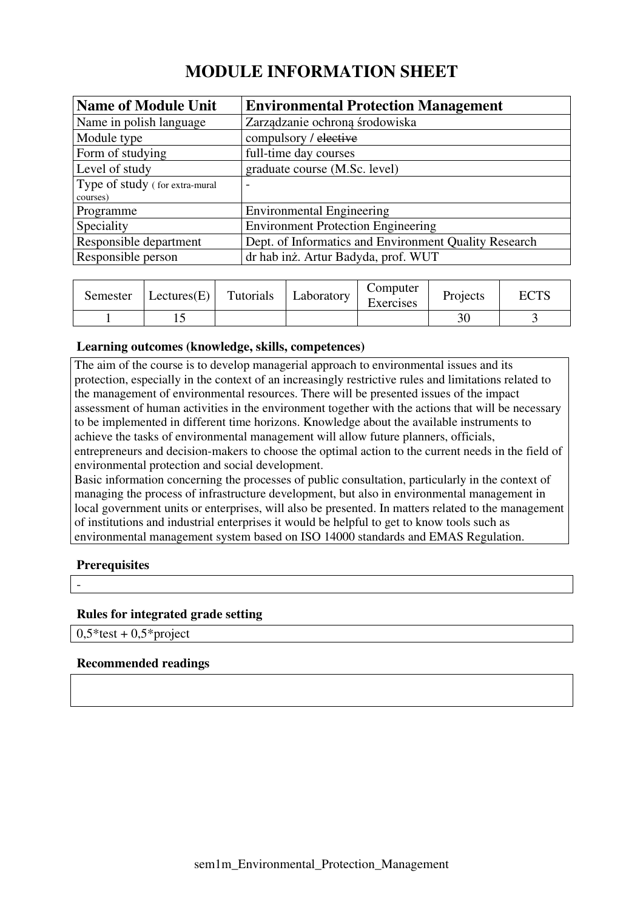# MODULE INFORMATION SHEET

| Name of Module Unit | Environmental Protection Management |
|---|---|
| Name in polish language | Zarządzanie ochroną środowiska |
| Module type | compulsory / ~~elective~~ |
| Form of studying | full-time day courses |
| Level of study | graduate course (M.Sc. level) |
| Type of study ( for extra-mural courses) | - |
| Programme | Environmental Engineering |
| Speciality | Environment Protection Engineering |
| Responsible department | Dept. of Informatics and Environment Quality Research |
| Responsible person | dr hab inż. Artur Badyda, prof. WUT |

| Semester | Lectures(E) | Tutorials | Laboratory | Computer Exercises | Projects | ECTS |
|---|---|---|---|---|---|---|
| 1 | 15 | | | | 30 | 3 |

### Learning outcomes (knowledge, skills, competences)

The aim of the course is to develop managerial approach to environmental issues and its protection, especially in the context of an increasingly restrictive rules and limitations related to the management of environmental resources. There will be presented issues of the impact assessment of human activities in the environment together with the actions that will be necessary to be implemented in different time horizons. Knowledge about the available instruments to achieve the tasks of environmental management will allow future planners, officials, entrepreneurs and decision-makers to choose the optimal action to the current needs in the field of environmental protection and social development.
Basic information concerning the processes of public consultation, particularly in the context of managing the process of infrastructure development, but also in environmental management in local government units or enterprises, will also be presented. In matters related to the management of institutions and industrial enterprises it would be helpful to get to know tools such as environmental management system based on ISO 14000 standards and EMAS Regulation.

### Prerequisites

-

### Rules for integrated grade setting

0,5*test + 0,5*project

### Recommended readings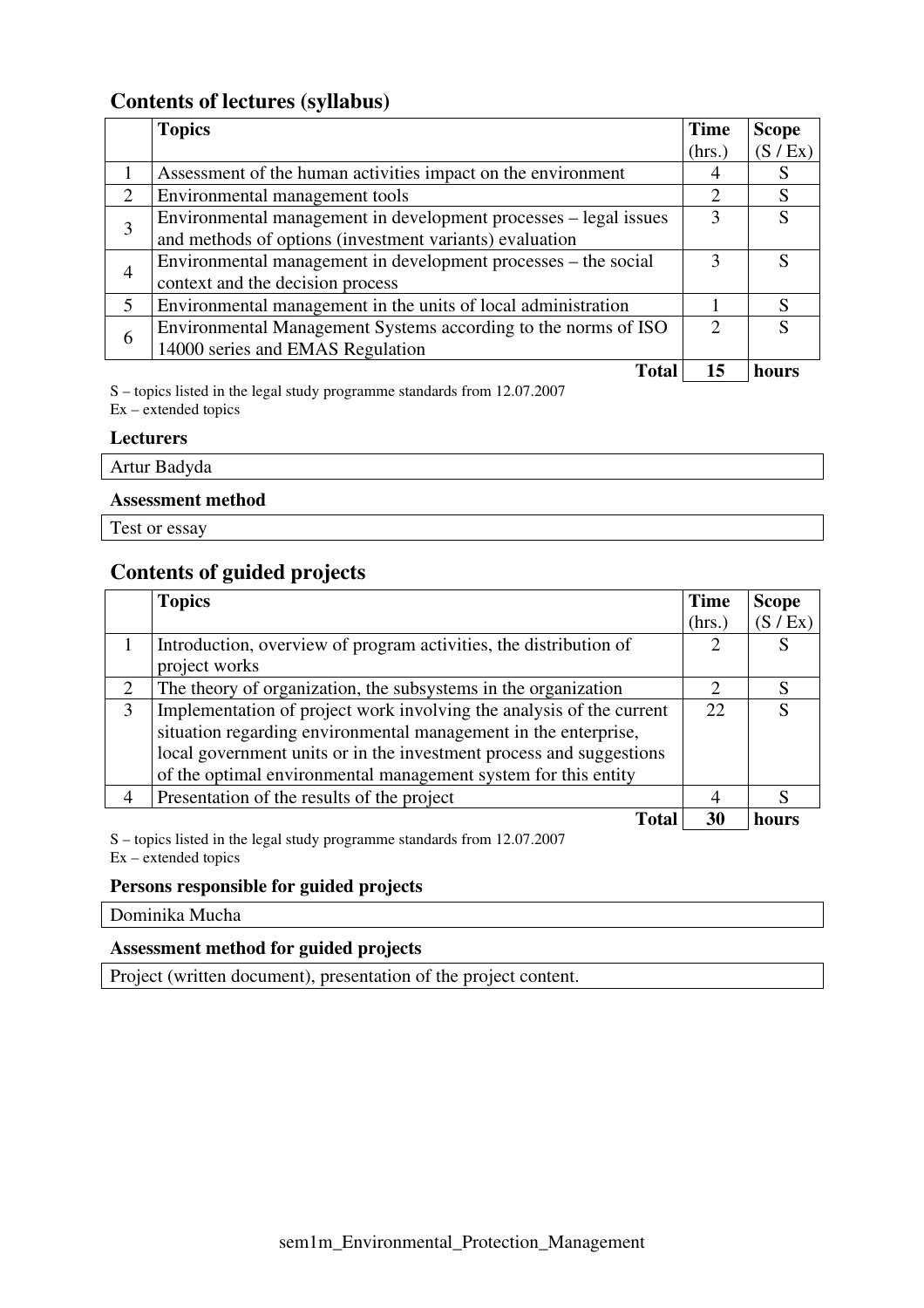## Contents of lectures (syllabus)

| | Topics | Time (hrs.) | Scope (S / Ex) |
|---|---|---|---|
| 1 | Assessment of the human activities impact on the environment | 4 | S |
| 2 | Environmental management tools | 2 | S |
| 3 | Environmental management in development processes – legal issues and methods of options (investment variants) evaluation | 3 | S |
| 4 | Environmental management in development processes – the social context and the decision process | 3 | S |
| 5 | Environmental management in the units of local administration | 1 | S |
| 6 | Environmental Management Systems according to the norms of ISO 14000 series and EMAS Regulation | 2 | S |
| | **Total** | **15** | **hours** |

S – topics listed in the legal study programme standards from 12.07.2007
Ex – extended topics

### Lecturers

Artur Badyda

### Assessment method

Test or essay

## Contents of guided projects

| | Topics | Time (hrs.) | Scope (S / Ex) |
|---|---|---|---|
| 1 | Introduction, overview of program activities, the distribution of project works | 2 | S |
| 2 | The theory of organization, the subsystems in the organization | 2 | S |
| 3 | Implementation of project work involving the analysis of the current situation regarding environmental management in the enterprise, local government units or in the investment process and suggestions of the optimal environmental management system for this entity | 22 | S |
| 4 | Presentation of the results of the project | 4 | S |
| | **Total** | **30** | **hours** |

S – topics listed in the legal study programme standards from 12.07.2007
Ex – extended topics

### Persons responsible for guided projects

Dominika Mucha

### Assessment method for guided projects

Project (written document), presentation of the project content.